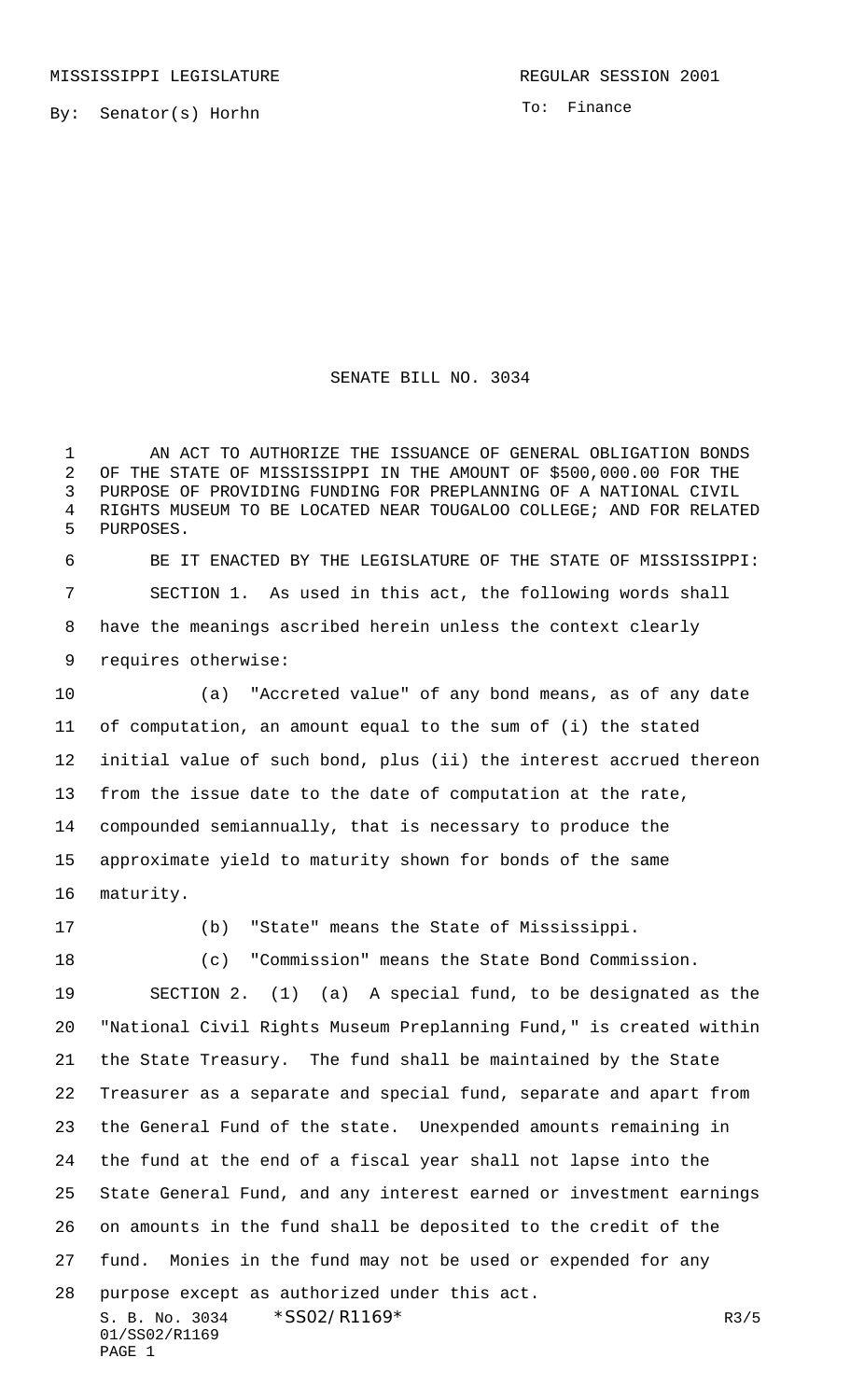MISSISSIPPI LEGISLATURE REGULAR SESSION 2001

By: Senator(s) Horhn

To: Finance

# SENATE BILL NO. 3034

AN ACT TO AUTHORIZE THE ISSUANCE OF GENERAL OBLIGATION BONDS OF THE STATE OF MISSISSIPPI IN THE AMOUNT OF $500,000.00 FOR THE PURPOSE OF PROVIDING FUNDING FOR PREPLANNING OF A NATIONAL CIVIL RIGHTS MUSEUM TO BE LOCATED NEAR TOUGALOO COLLEGE; AND FOR RELATED PURPOSES.

BE IT ENACTED BY THE LEGISLATURE OF THE STATE OF MISSISSIPPI:

SECTION 1. As used in this act, the following words shall have the meanings ascribed herein unless the context clearly requires otherwise:

(a) "Accreted value" of any bond means, as of any date of computation, an amount equal to the sum of (i) the stated initial value of such bond, plus (ii) the interest accrued thereon from the issue date to the date of computation at the rate, compounded semiannually, that is necessary to produce the approximate yield to maturity shown for bonds of the same maturity.

(b) "State" means the State of Mississippi.

(c) "Commission" means the State Bond Commission.

SECTION 2. (1) (a) A special fund, to be designated as the "National Civil Rights Museum Preplanning Fund," is created within the State Treasury. The fund shall be maintained by the State Treasurer as a separate and special fund, separate and apart from the General Fund of the state. Unexpended amounts remaining in the fund at the end of a fiscal year shall not lapse into the State General Fund, and any interest earned or investment earnings on amounts in the fund shall be deposited to the credit of the fund. Monies in the fund may not be used or expended for any purpose except as authorized under this act.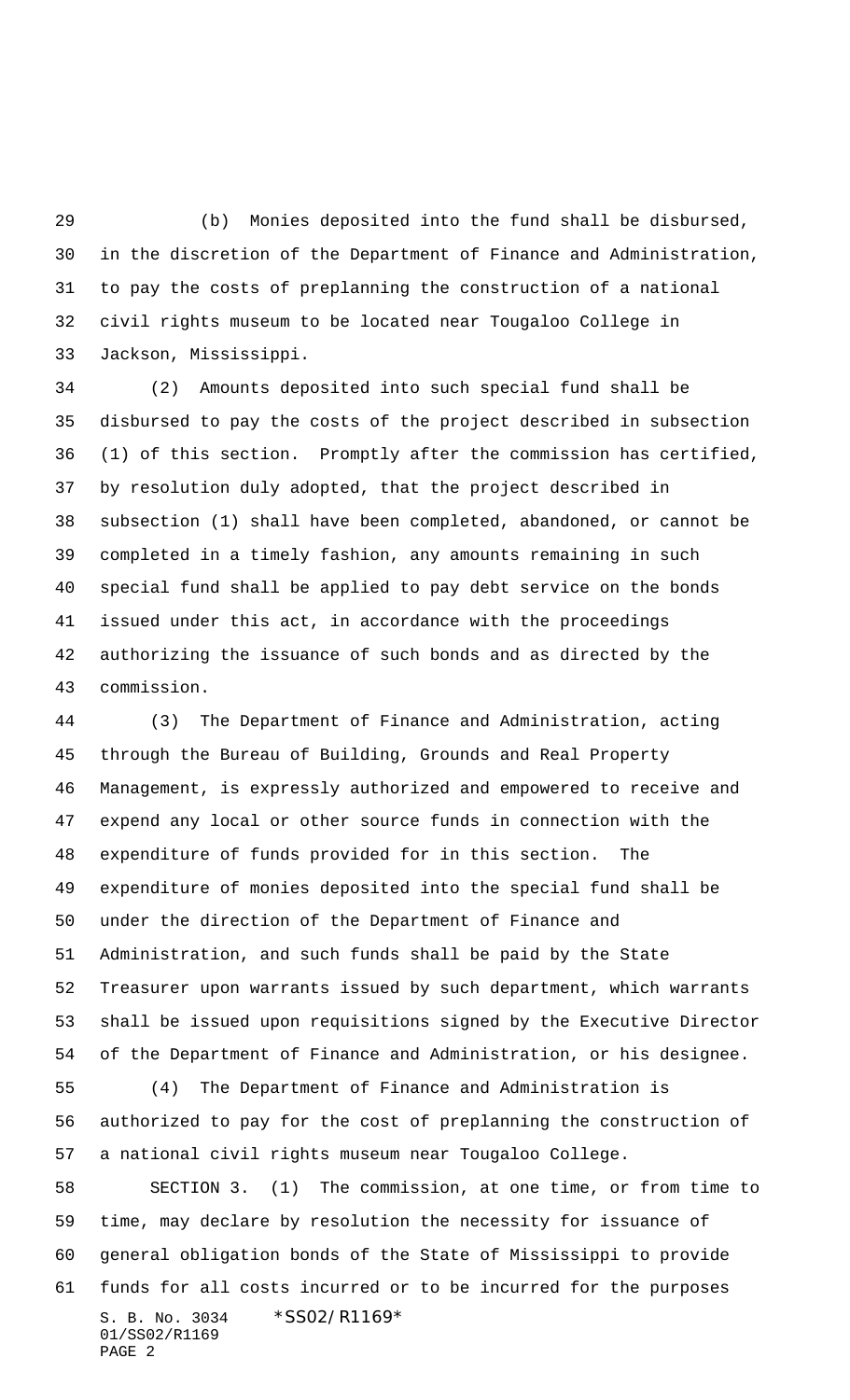(b) Monies deposited into the fund shall be disbursed, in the discretion of the Department of Finance and Administration, to pay the costs of preplanning the construction of a national civil rights museum to be located near Tougaloo College in Jackson, Mississippi.

(2) Amounts deposited into such special fund shall be disbursed to pay the costs of the project described in subsection (1) of this section. Promptly after the commission has certified, by resolution duly adopted, that the project described in subsection (1) shall have been completed, abandoned, or cannot be completed in a timely fashion, any amounts remaining in such special fund shall be applied to pay debt service on the bonds issued under this act, in accordance with the proceedings authorizing the issuance of such bonds and as directed by the commission.

(3) The Department of Finance and Administration, acting through the Bureau of Building, Grounds and Real Property Management, is expressly authorized and empowered to receive and expend any local or other source funds in connection with the expenditure of funds provided for in this section. The expenditure of monies deposited into the special fund shall be under the direction of the Department of Finance and Administration, and such funds shall be paid by the State Treasurer upon warrants issued by such department, which warrants shall be issued upon requisitions signed by the Executive Director of the Department of Finance and Administration, or his designee.

(4) The Department of Finance and Administration is authorized to pay for the cost of preplanning the construction of a national civil rights museum near Tougaloo College.

SECTION 3. (1) The commission, at one time, or from time to time, may declare by resolution the necessity for issuance of general obligation bonds of the State of Mississippi to provide funds for all costs incurred or to be incurred for the purposes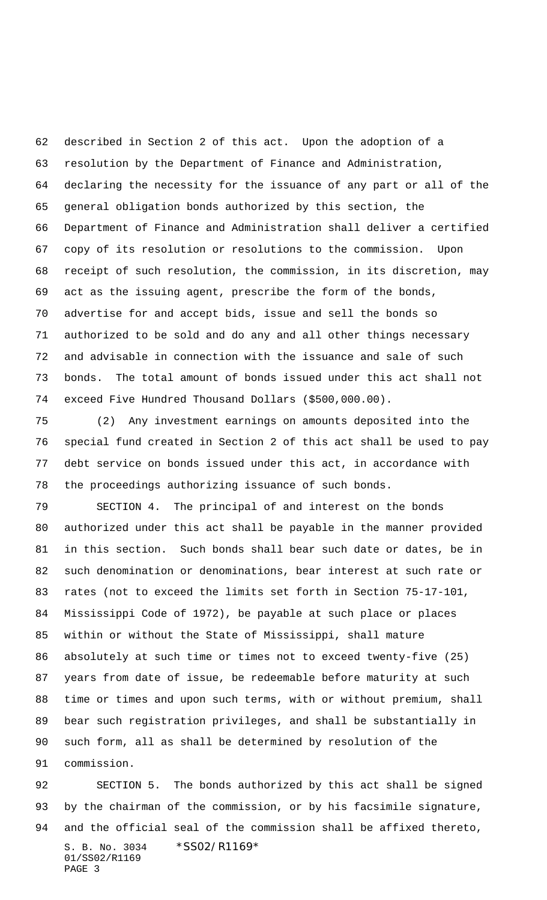described in Section 2 of this act. Upon the adoption of a resolution by the Department of Finance and Administration, declaring the necessity for the issuance of any part or all of the general obligation bonds authorized by this section, the Department of Finance and Administration shall deliver a certified copy of its resolution or resolutions to the commission. Upon receipt of such resolution, the commission, in its discretion, may act as the issuing agent, prescribe the form of the bonds, advertise for and accept bids, issue and sell the bonds so authorized to be sold and do any and all other things necessary and advisable in connection with the issuance and sale of such bonds. The total amount of bonds issued under this act shall not exceed Five Hundred Thousand Dollars ($500,000.00).

(2) Any investment earnings on amounts deposited into the special fund created in Section 2 of this act shall be used to pay debt service on bonds issued under this act, in accordance with the proceedings authorizing issuance of such bonds.

SECTION 4. The principal of and interest on the bonds authorized under this act shall be payable in the manner provided in this section. Such bonds shall bear such date or dates, be in such denomination or denominations, bear interest at such rate or rates (not to exceed the limits set forth in Section 75-17-101, Mississippi Code of 1972), be payable at such place or places within or without the State of Mississippi, shall mature absolutely at such time or times not to exceed twenty-five (25) years from date of issue, be redeemable before maturity at such time or times and upon such terms, with or without premium, shall bear such registration privileges, and shall be substantially in such form, all as shall be determined by resolution of the commission.

SECTION 5. The bonds authorized by this act shall be signed by the chairman of the commission, or by his facsimile signature, and the official seal of the commission shall be affixed thereto,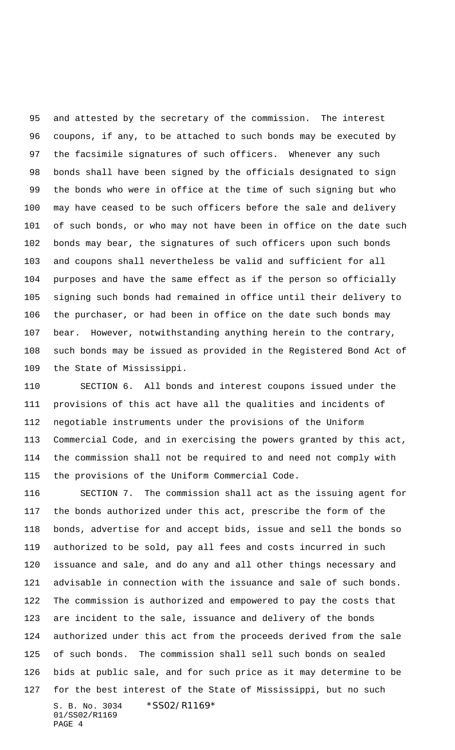and attested by the secretary of the commission. The interest coupons, if any, to be attached to such bonds may be executed by the facsimile signatures of such officers. Whenever any such bonds shall have been signed by the officials designated to sign the bonds who were in office at the time of such signing but who may have ceased to be such officers before the sale and delivery of such bonds, or who may not have been in office on the date such bonds may bear, the signatures of such officers upon such bonds and coupons shall nevertheless be valid and sufficient for all purposes and have the same effect as if the person so officially signing such bonds had remained in office until their delivery to the purchaser, or had been in office on the date such bonds may bear. However, notwithstanding anything herein to the contrary, such bonds may be issued as provided in the Registered Bond Act of the State of Mississippi.

SECTION 6. All bonds and interest coupons issued under the provisions of this act have all the qualities and incidents of negotiable instruments under the provisions of the Uniform Commercial Code, and in exercising the powers granted by this act, the commission shall not be required to and need not comply with the provisions of the Uniform Commercial Code.

SECTION 7. The commission shall act as the issuing agent for the bonds authorized under this act, prescribe the form of the bonds, advertise for and accept bids, issue and sell the bonds so authorized to be sold, pay all fees and costs incurred in such issuance and sale, and do any and all other things necessary and advisable in connection with the issuance and sale of such bonds. The commission is authorized and empowered to pay the costs that are incident to the sale, issuance and delivery of the bonds authorized under this act from the proceeds derived from the sale of such bonds. The commission shall sell such bonds on sealed bids at public sale, and for such price as it may determine to be for the best interest of the State of Mississippi, but no such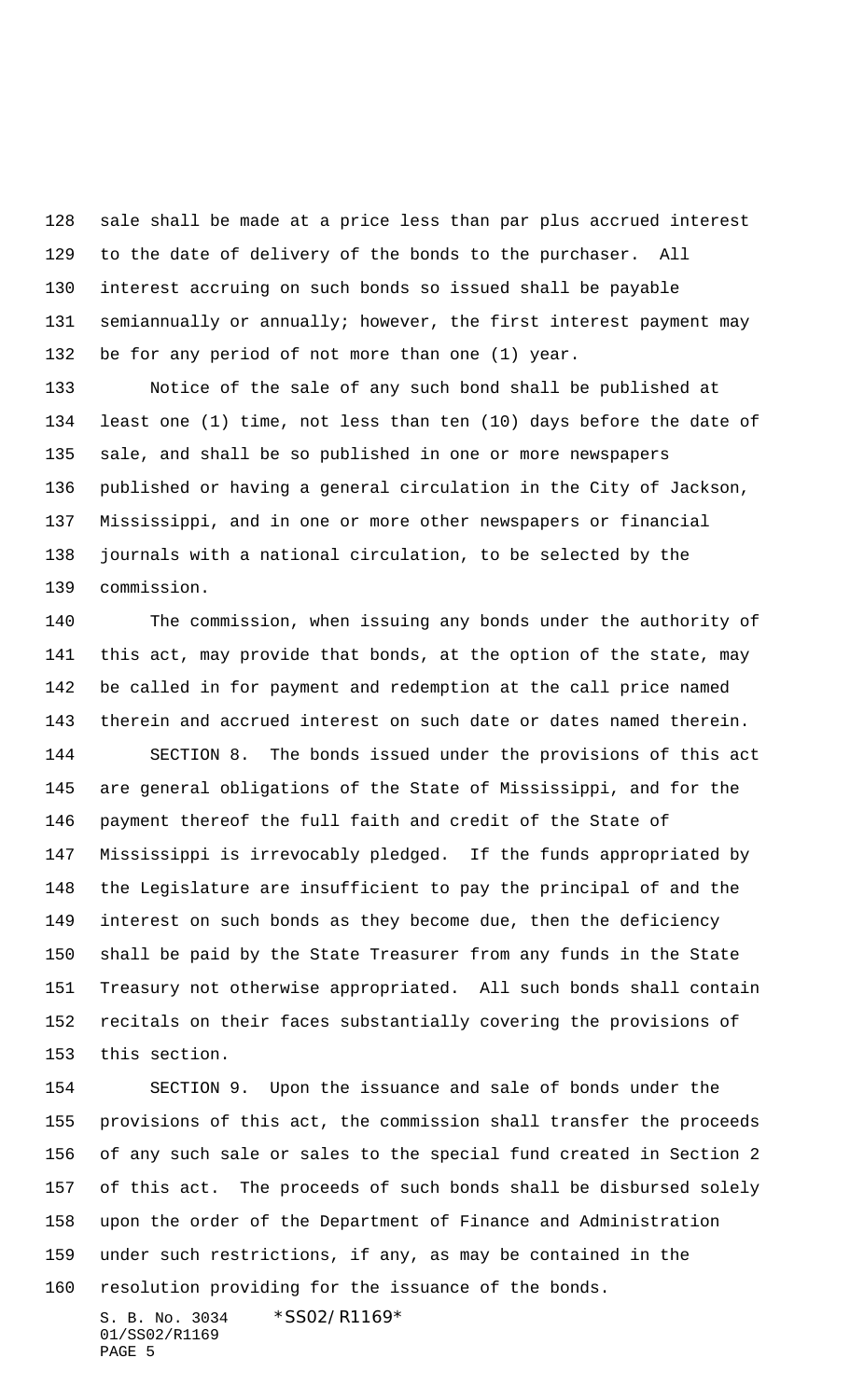sale shall be made at a price less than par plus accrued interest to the date of delivery of the bonds to the purchaser. All interest accruing on such bonds so issued shall be payable semiannually or annually; however, the first interest payment may be for any period of not more than one (1) year.

Notice of the sale of any such bond shall be published at least one (1) time, not less than ten (10) days before the date of sale, and shall be so published in one or more newspapers published or having a general circulation in the City of Jackson, Mississippi, and in one or more other newspapers or financial journals with a national circulation, to be selected by the commission.

The commission, when issuing any bonds under the authority of this act, may provide that bonds, at the option of the state, may be called in for payment and redemption at the call price named therein and accrued interest on such date or dates named therein.

SECTION 8. The bonds issued under the provisions of this act are general obligations of the State of Mississippi, and for the payment thereof the full faith and credit of the State of Mississippi is irrevocably pledged. If the funds appropriated by the Legislature are insufficient to pay the principal of and the interest on such bonds as they become due, then the deficiency shall be paid by the State Treasurer from any funds in the State Treasury not otherwise appropriated. All such bonds shall contain recitals on their faces substantially covering the provisions of this section.

SECTION 9. Upon the issuance and sale of bonds under the provisions of this act, the commission shall transfer the proceeds of any such sale or sales to the special fund created in Section 2 of this act. The proceeds of such bonds shall be disbursed solely upon the order of the Department of Finance and Administration under such restrictions, if any, as may be contained in the resolution providing for the issuance of the bonds.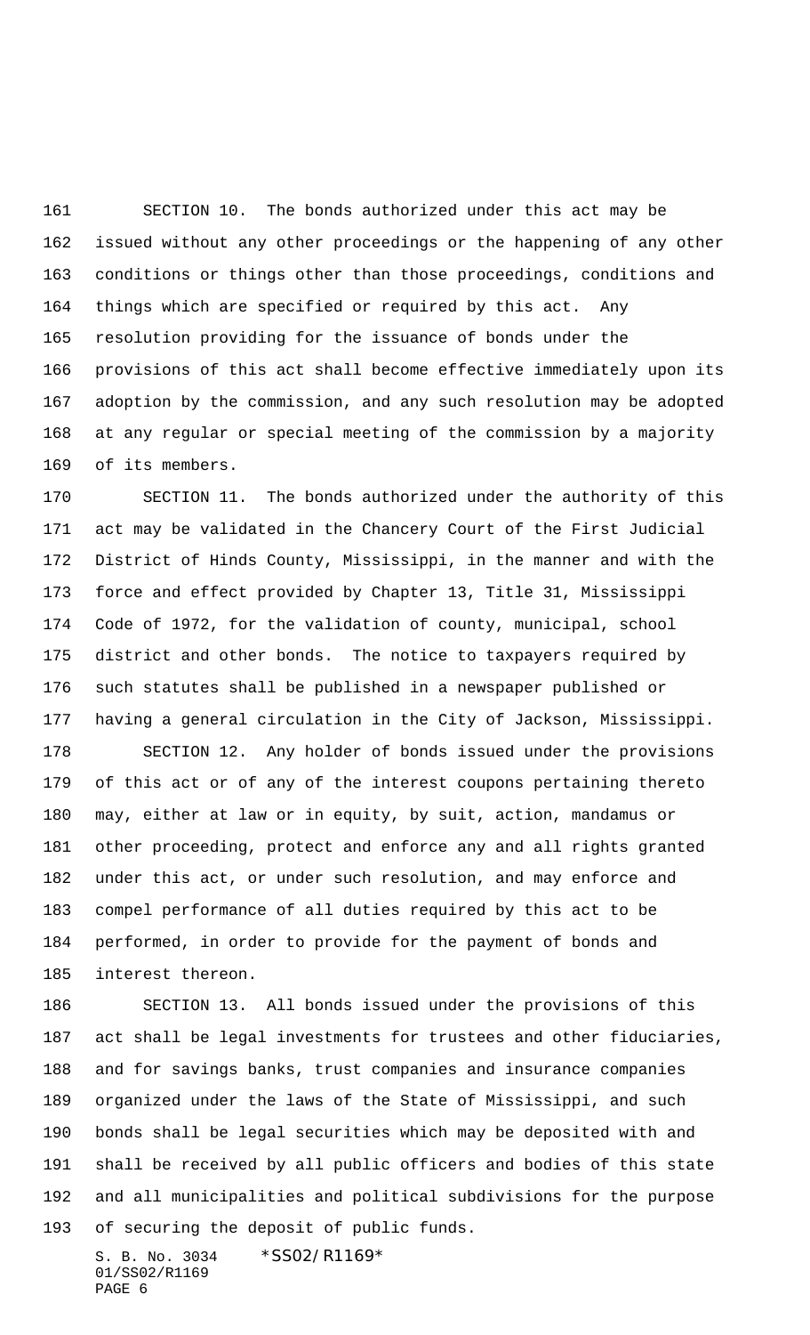SECTION 10. The bonds authorized under this act may be issued without any other proceedings or the happening of any other conditions or things other than those proceedings, conditions and things which are specified or required by this act. Any resolution providing for the issuance of bonds under the provisions of this act shall become effective immediately upon its adoption by the commission, and any such resolution may be adopted at any regular or special meeting of the commission by a majority of its members.

SECTION 11. The bonds authorized under the authority of this act may be validated in the Chancery Court of the First Judicial District of Hinds County, Mississippi, in the manner and with the force and effect provided by Chapter 13, Title 31, Mississippi Code of 1972, for the validation of county, municipal, school district and other bonds. The notice to taxpayers required by such statutes shall be published in a newspaper published or having a general circulation in the City of Jackson, Mississippi.

SECTION 12. Any holder of bonds issued under the provisions of this act or of any of the interest coupons pertaining thereto may, either at law or in equity, by suit, action, mandamus or other proceeding, protect and enforce any and all rights granted under this act, or under such resolution, and may enforce and compel performance of all duties required by this act to be performed, in order to provide for the payment of bonds and interest thereon.

SECTION 13. All bonds issued under the provisions of this act shall be legal investments for trustees and other fiduciaries, and for savings banks, trust companies and insurance companies organized under the laws of the State of Mississippi, and such bonds shall be legal securities which may be deposited with and shall be received by all public officers and bodies of this state and all municipalities and political subdivisions for the purpose of securing the deposit of public funds.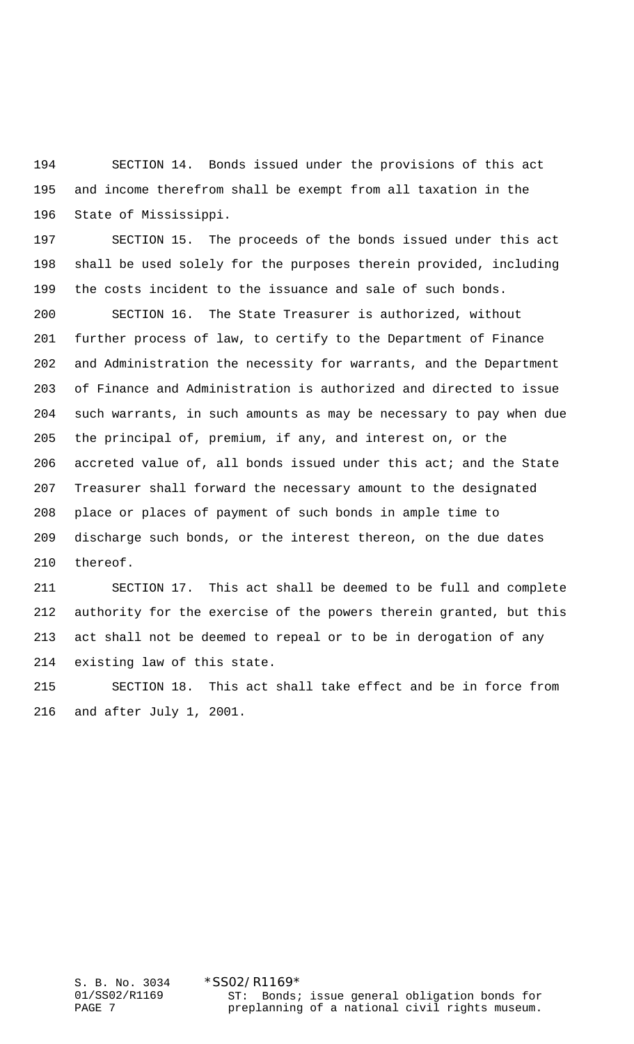SECTION 14. Bonds issued under the provisions of this act and income therefrom shall be exempt from all taxation in the State of Mississippi.

SECTION 15. The proceeds of the bonds issued under this act shall be used solely for the purposes therein provided, including the costs incident to the issuance and sale of such bonds.

SECTION 16. The State Treasurer is authorized, without further process of law, to certify to the Department of Finance and Administration the necessity for warrants, and the Department of Finance and Administration is authorized and directed to issue such warrants, in such amounts as may be necessary to pay when due the principal of, premium, if any, and interest on, or the accreted value of, all bonds issued under this act; and the State Treasurer shall forward the necessary amount to the designated place or places of payment of such bonds in ample time to discharge such bonds, or the interest thereon, on the due dates thereof.

SECTION 17. This act shall be deemed to be full and complete authority for the exercise of the powers therein granted, but this act shall not be deemed to repeal or to be in derogation of any existing law of this state.

SECTION 18. This act shall take effect and be in force from and after July 1, 2001.